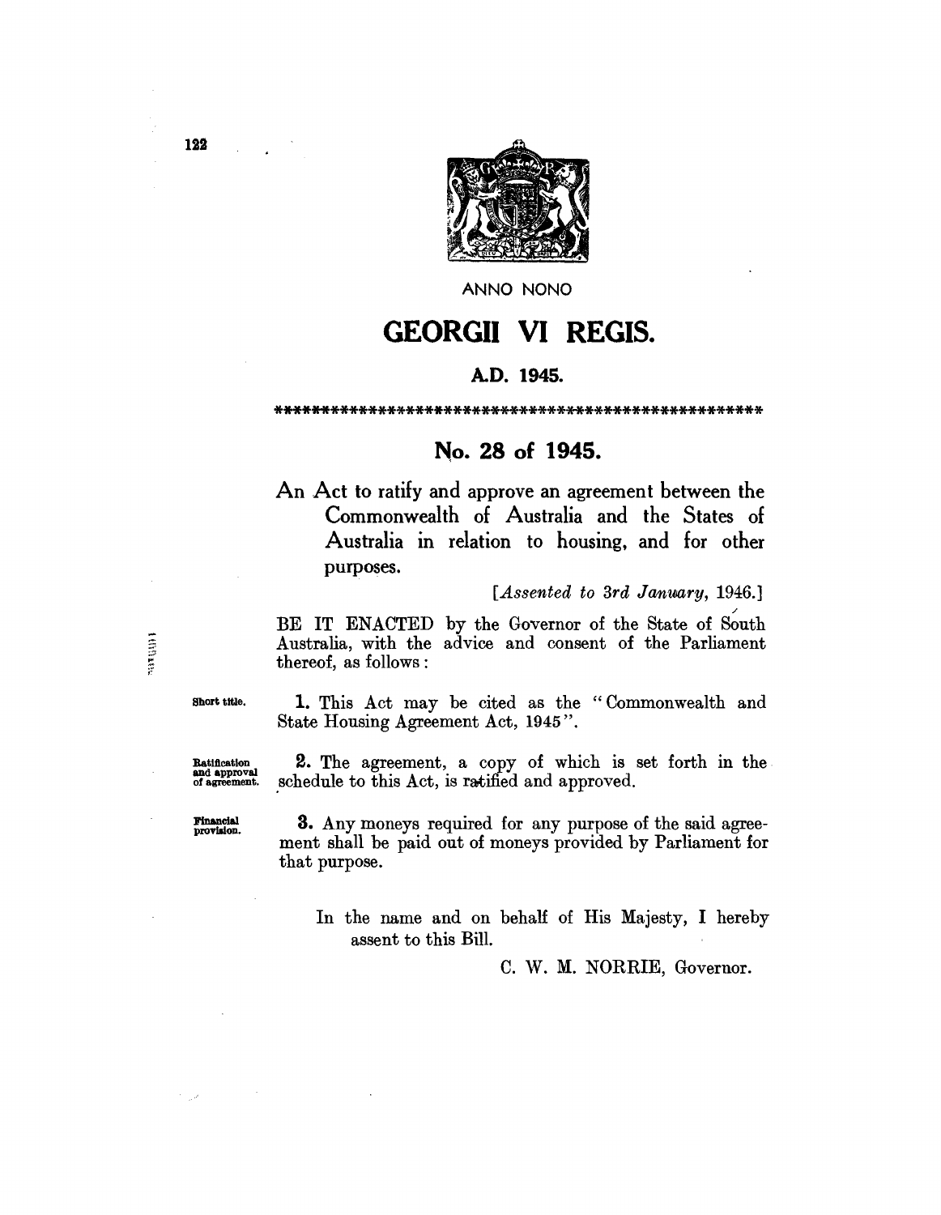ANNO NONO

# GEORGII VI REGIS.

## A.D. 1945.

**************************************************

## No. 28 of 1945.

An Act to ratify and approve an agreement between the Commonwealth of Australia and the States of Australia in relation to housing, and for other purposes.

*[Assented to 3rd January, 1946.]*

BE IT ENACTED by the Governor of the State of South Australia, with the advice and consent of the Parliament thereof, as follows:

Short title.

**1.** This Act may be cited as the "Commonwealth and State Housing Agreement Act, 1945".

Ratification and approval of agreement.

**2.** The agreement, a copy of which is set forth in the schedule to this Act, is ratified and approved.

Financial provision.

**3.** Any moneys required for any purpose of the said agreement shall be paid out of moneys provided by Parliament for that purpose.

In the name and on behalf of His Majesty, I hereby assent to this Bill.

C. W. M. NORRIE, Governor.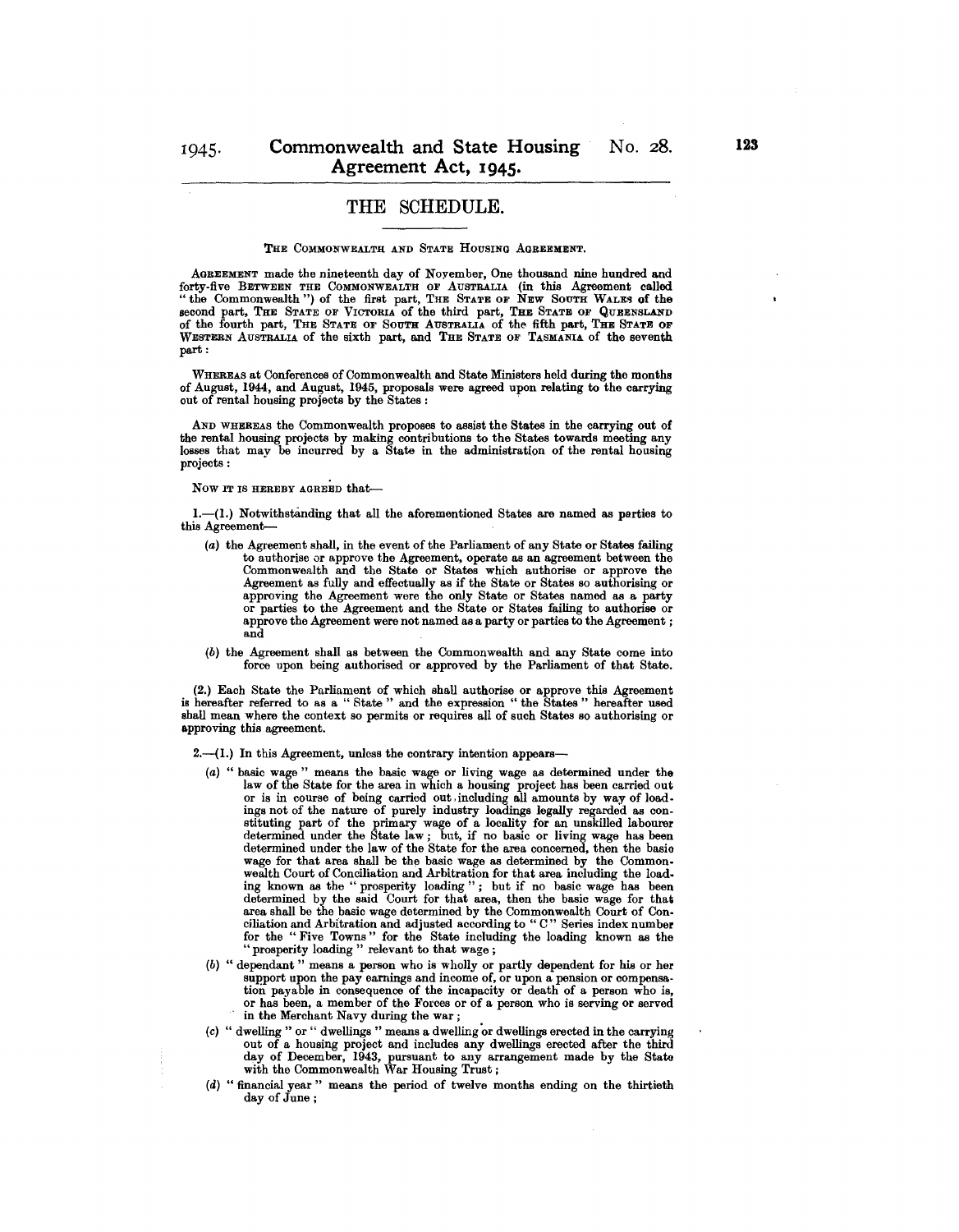# THE SCHEDULE.

THE COMMONWEALTH AND STATE HOUSING AGREEMENT.

AGREEMENT made the nineteenth day of November, One thousand nine hundred and forty-five BETWEEN THE COMMONWEALTH OF AUSTRALIA (in this Agreement called "the Commonwealth") of the first part, THE STATE OF NEW SOUTH WALES of the second part, THE STATE OF VICTORIA of the third part, THE STATE OF QUEENSLAND of the fourth part, THE STATE OF SOUTH AUSTRALIA of the fifth part, THE STATE OF WESTERN AUSTRALIA of the sixth part, and THE STATE OF TASMANIA of the seventh part:

WHEREAS at Conferences of Commonwealth and State Ministers held during the months of August, 1944, and August, 1945, proposals were agreed upon relating to the carrying out of rental housing projects by the States:

AND WHEREAS the Commonwealth proposes to assist the States in the carrying out of the rental housing projects by making contributions to the States towards meeting any losses that may be incurred by a State in the administration of the rental housing projects:

NOW IT IS HEREBY AGREED that—

1.—(1.) Notwithstanding that all the aforementioned States are named as parties to this Agreement—

- (a) the Agreement shall, in the event of the Parliament of any State or States failing to authorise or approve the Agreement, operate as an agreement between the Commonwealth and the State or States which authorise or approve the Agreement as fully and effectually as if the State or States so authorising or approving the Agreement were the only State or States named as a party or parties to the Agreement and the State or States failing to authorise or approve the Agreement were not named as a party or parties to the Agreement; and
- (b) the Agreement shall as between the Commonwealth and any State come into force upon being authorised or approved by the Parliament of that State.

(2.) Each State the Parliament of which shall authorise or approve this Agreement is hereafter referred to as a "State" and the expression "the States" hereafter used shall mean where the context so permits or requires all of such States so authorising or approving this agreement.

2.—(1.) In this Agreement, unless the contrary intention appears—

- (a) "basic wage" means the basic wage or living wage as determined under the law of the State for the area in which a housing project has been carried out or is in course of being carried out including all amounts by way of loadings not of the nature of purely industry loadings legally regarded as constituting part of the primary wage of a locality for an unskilled labourer determined under the State law; but, if no basic or living wage has been determined under the law of the State for the area concerned, then the basic wage for that area shall be the basic wage as determined by the Commonwealth Court of Conciliation and Arbitration for that area including the loading known as the "prosperity loading"; but if no basic wage has been determined by the said Court for that area, then the basic wage for that area shall be the basic wage determined by the Commonwealth Court of Conciliation and Arbitration and adjusted according to "C" Series index number for the "Five Towns" for the State including the loading known as the "prosperity loading" relevant to that wage;
- (b) "dependant" means a person who is wholly or partly dependent for his or her support upon the pay earnings and income of, or upon a pension or compensation payable in consequence of the incapacity or death of a person who is, or has been, a member of the Forces or of a person who is serving or served in the Merchant Navy during the war;
- (c) "dwelling" or "dwellings" means a dwelling or dwellings erected in the carrying out of a housing project and includes any dwellings erected after the third day of December, 1943, pursuant to any arrangement made by the State with the Commonwealth War Housing Trust;
- (d) "financial year" means the period of twelve months ending on the thirtieth day of June;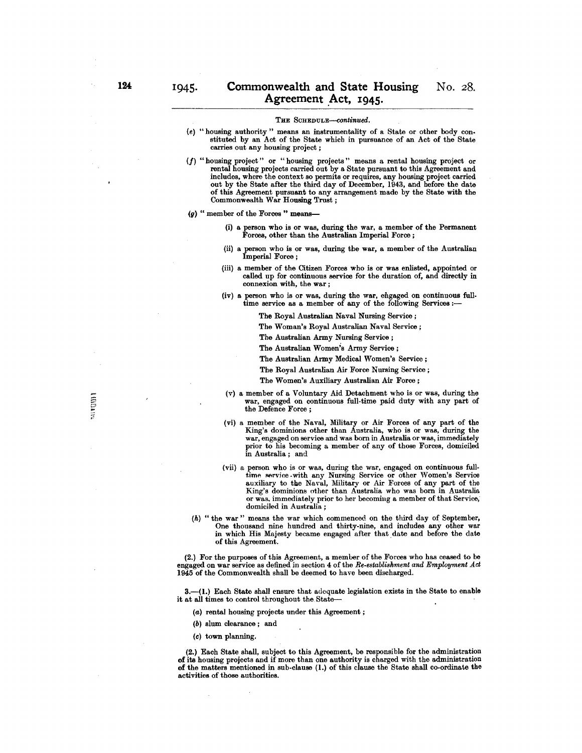THE SCHEDULE—*continued.*

(*e*) "housing authority" means an instrumentality of a State or other body constituted by an Act of the State which in pursuance of an Act of the State carries out any housing project;

(*f*) "housing project" or "housing projects" means a rental housing project or rental housing projects carried out by a State pursuant to this Agreement and includes, where the context so permits or requires, any housing project carried out by the State after the third day of December, 1943, and before the date of this Agreement pursuant to any arrangement made by the State with the Commonwealth War Housing Trust;

(*g*) "member of the Forces" means—

(i) a person who is or was, during the war, a member of the Permanent Forces, other than the Australian Imperial Force;

(ii) a person who is or was, during the war, a member of the Australian Imperial Force;

(iii) a member of the Citizen Forces who is or was enlisted, appointed or called up for continuous service for the duration of, and directly in connexion with, the war;

(iv) a person who is or was, during the war, engaged on continuous full-time service as a member of any of the following Services:—

The Royal Australian Naval Nursing Service;

The Woman's Royal Australian Naval Service;

The Australian Army Nursing Service;

The Australian Women's Army Service;

The Australian Army Medical Women's Service;

The Royal Australian Air Force Nursing Service;

The Women's Auxiliary Australian Air Force;

(v) a member of a Voluntary Aid Detachment who is or was, during the war, engaged on continuous full-time paid duty with any part of the Defence Force;

(vi) a member of the Naval, Military or Air Forces of any part of the King's dominions other than Australia, who is or was, during the war, engaged on service and was born in Australia or was, immediately prior to his becoming a member of any of those Forces, domiciled in Australia; and

(vii) a person who is or was, during the war, engaged on continuous full-time service with any Nursing Service or other Women's Service auxiliary to the Naval, Military or Air Forces of any part of the King's dominions other than Australia who was born in Australia or was, immediately prior to her becoming a member of that Service, domiciled in Australia;

(*h*) "the war" means the war which commenced on the third day of September, One thousand nine hundred and thirty-nine, and includes any other war in which His Majesty became engaged after that date and before the date of this Agreement.

(2.) For the purposes of this Agreement, a member of the Forces who has ceased to be engaged on war service as defined in section 4 of the *Re-establishment and Employment Act* 1945 of the Commonwealth shall be deemed to have been discharged.

**3.**—(1.) Each State shall ensure that adequate legislation exists in the State to enable it at all times to control throughout the State—

(*a*) rental housing projects under this Agreement;

(*b*) slum clearance; and

(*c*) town planning.

(2.) Each State shall, subject to this Agreement, be responsible for the administration of its housing projects and if more than one authority is charged with the administration of the matters mentioned in sub-clause (1.) of this clause the State shall co-ordinate the activities of those authorities.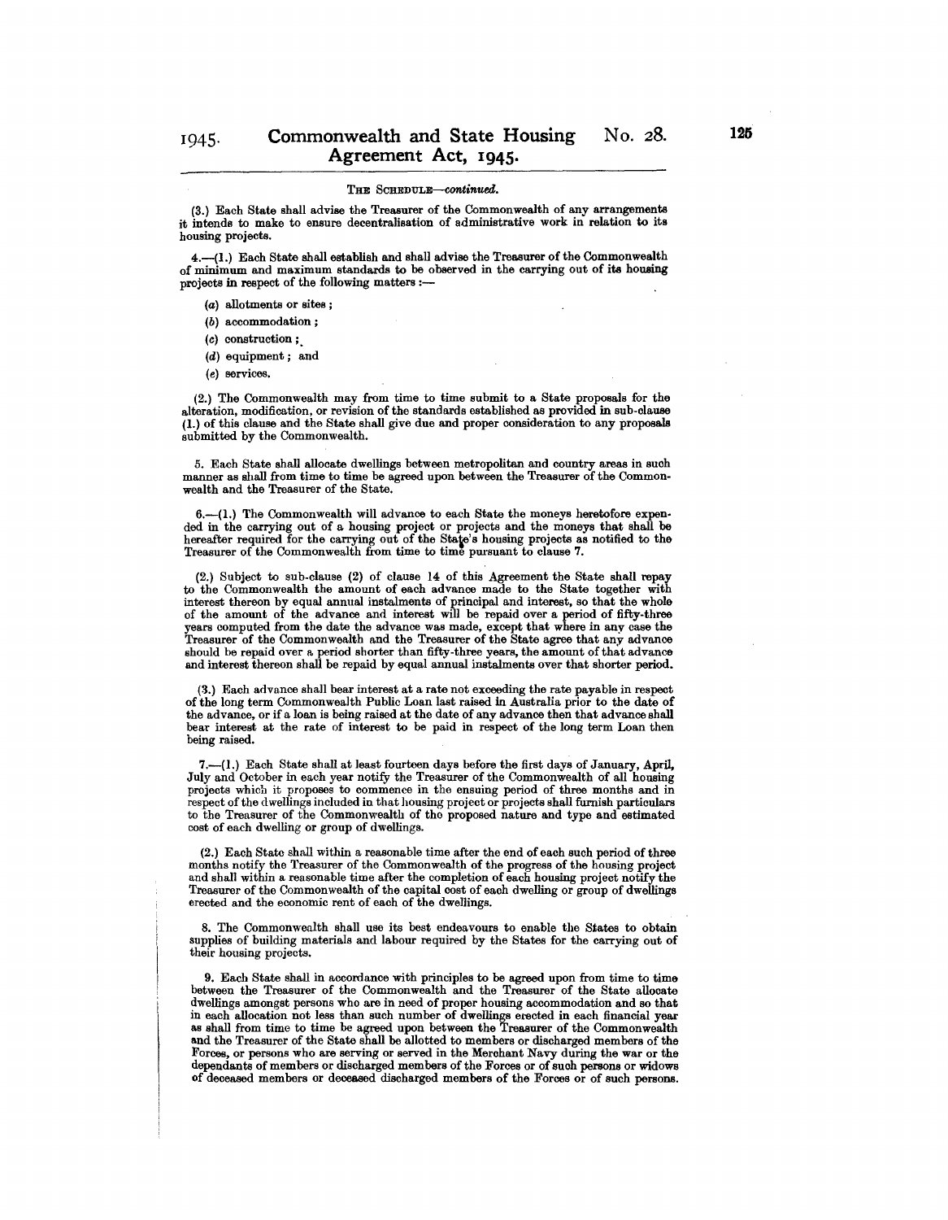THE SCHEDULE—*continued.*

(3.) Each State shall advise the Treasurer of the Commonwealth of any arrangements it intends to make to ensure decentralisation of administrative work in relation to its housing projects.

4.—(1.) Each State shall establish and shall advise the Treasurer of the Commonwealth of minimum and maximum standards to be observed in the carrying out of its housing projects in respect of the following matters :—

- (*a*) allotments or sites ;
- (*b*) accommodation ;
- (*c*) construction ;
- (*d*) equipment ; and
- (*e*) services.

(2.) The Commonwealth may from time to time submit to a State proposals for the alteration, modification, or revision of the standards established as provided in sub-clause (1.) of this clause and the State shall give due and proper consideration to any proposals submitted by the Commonwealth.

5. Each State shall allocate dwellings between metropolitan and country areas in such manner as shall from time to time be agreed upon between the Treasurer of the Commonwealth and the Treasurer of the State.

6.—(1.) The Commonwealth will advance to each State the moneys heretofore expended in the carrying out of a housing project or projects and the moneys that shall be hereafter required for the carrying out of the State's housing projects as notified to the Treasurer of the Commonwealth from time to time pursuant to clause 7.

(2.) Subject to sub-clause (2) of clause 14 of this Agreement the State shall repay to the Commonwealth the amount of each advance made to the State together with interest thereon by equal annual instalments of principal and interest, so that the whole of the amount of the advance and interest will be repaid over a period of fifty-three years computed from the date the advance was made, except that where in any case the Treasurer of the Commonwealth and the Treasurer of the State agree that any advance should be repaid over a period shorter than fifty-three years, the amount of that advance and interest thereon shall be repaid by equal annual instalments over that shorter period.

(3.) Each advance shall bear interest at a rate not exceeding the rate payable in respect of the long term Commonwealth Public Loan last raised in Australia prior to the date of the advance, or if a loan is being raised at the date of any advance then that advance shall bear interest at the rate of interest to be paid in respect of the long term Loan then being raised.

7.—(1.) Each State shall at least fourteen days before the first days of January, April, July and October in each year notify the Treasurer of the Commonwealth of all housing projects which it proposes to commence in the ensuing period of three months and in respect of the dwellings included in that housing project or projects shall furnish particulars to the Treasurer of the Commonwealth of the proposed nature and type and estimated cost of each dwelling or group of dwellings.

(2.) Each State shall within a reasonable time after the end of each such period of three months notify the Treasurer of the Commonwealth of the progress of the housing project and shall within a reasonable time after the completion of each housing project notify the Treasurer of the Commonwealth of the capital cost of each dwelling or group of dwellings erected and the economic rent of each of the dwellings.

8. The Commonwealth shall use its best endeavours to enable the States to obtain supplies of building materials and labour required by the States for the carrying out of their housing projects.

9. Each State shall in accordance with principles to be agreed upon from time to time between the Treasurer of the Commonwealth and the Treasurer of the State allocate dwellings amongst persons who are in need of proper housing accommodation and so that in each allocation not less than such number of dwellings erected in each financial year as shall from time to time be agreed upon between the Treasurer of the Commonwealth and the Treasurer of the State shall be allotted to members or discharged members of the Forces, or persons who are serving or served in the Merchant Navy during the war or the dependants of members or discharged members of the Forces or of such persons or widows of deceased members or deceased discharged members of the Forces or of such persons.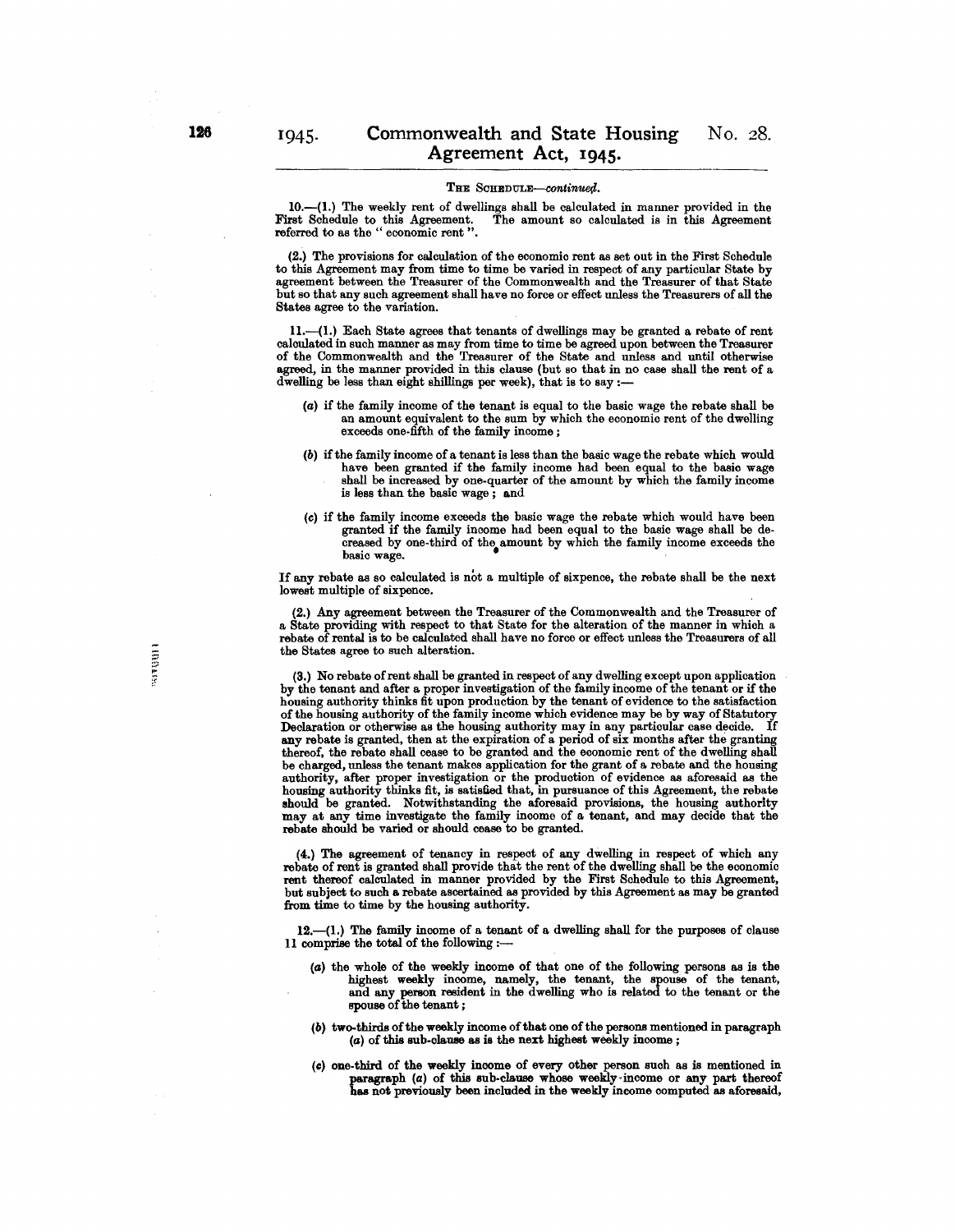THE SCHEDULE—*continued*.

10.—(1.) The weekly rent of dwellings shall be calculated in manner provided in the First Schedule to this Agreement. The amount so calculated is in this Agreement referred to as the " economic rent ".

(2.) The provisions for calculation of the economic rent as set out in the First Schedule to this Agreement may from time to time be varied in respect of any particular State by agreement between the Treasurer of the Commonwealth and the Treasurer of that State but so that any such agreement shall have no force or effect unless the Treasurers of all the States agree to the variation.

11.—(1.) Each State agrees that tenants of dwellings may be granted a rebate of rent calculated in such manner as may from time to time be agreed upon between the Treasurer of the Commonwealth and the Treasurer of the State and unless and until otherwise agreed, in the manner provided in this clause (but so that in no case shall the rent of a dwelling be less than eight shillings per week), that is to say :—

(*a*) if the family income of the tenant is equal to the basic wage the rebate shall be an amount equivalent to the sum by which the economic rent of the dwelling exceeds one-fifth of the family income ;

(*b*) if the family income of a tenant is less than the basic wage the rebate which would have been granted if the family income had been equal to the basic wage shall be increased by one-quarter of the amount by which the family income is less than the basic wage ; and

(*c*) if the family income exceeds the basic wage the rebate which would have been granted if the family income had been equal to the basic wage shall be decreased by one-third of the amount by which the family income exceeds the basic wage.

If any rebate as so calculated is not a multiple of sixpence, the rebate shall be the next lowest multiple of sixpence.

(2.) Any agreement between the Treasurer of the Commonwealth and the Treasurer of a State providing with respect to that State for the alteration of the manner in which a rebate of rental is to be calculated shall have no force or effect unless the Treasurers of all the States agree to such alteration.

(3.) No rebate of rent shall be granted in respect of any dwelling except upon application by the tenant and after a proper investigation of the family income of the tenant or if the housing authority thinks fit upon production by the tenant of evidence to the satisfaction of the housing authority of the family income which evidence may be by way of Statutory Declaration or otherwise as the housing authority may in any particular case decide. If any rebate is granted, then at the expiration of a period of six months after the granting thereof, the rebate shall cease to be granted and the economic rent of the dwelling shall be charged, unless the tenant makes application for the grant of a rebate and the housing authority, after proper investigation or the production of evidence as aforesaid as the housing authority thinks fit, is satisfied that, in pursuance of this Agreement, the rebate should be granted. Notwithstanding the aforesaid provisions, the housing authority may at any time investigate the family income of a tenant, and may decide that the rebate should be varied or should cease to be granted.

(4.) The agreement of tenancy in respect of any dwelling in respect of which any rebate of rent is granted shall provide that the rent of the dwelling shall be the economic rent thereof calculated in manner provided by the First Schedule to this Agreement, but subject to such a rebate ascertained as provided by this Agreement as may be granted from time to time by the housing authority.

12.—(1.) The family income of a tenant of a dwelling shall for the purposes of clause 11 comprise the total of the following :—

(*a*) the whole of the weekly income of that one of the following persons as is the highest weekly income, namely, the tenant, the spouse of the tenant, and any person resident in the dwelling who is related to the tenant or the spouse of the tenant ;

(*b*) two-thirds of the weekly income of that one of the persons mentioned in paragraph (*a*) of this sub-clause as is the next highest weekly income ;

(*c*) one-third of the weekly income of every other person such as is mentioned in paragraph (*a*) of this sub-clause whose weekly income or any part thereof has not previously been included in the weekly income computed as aforesaid,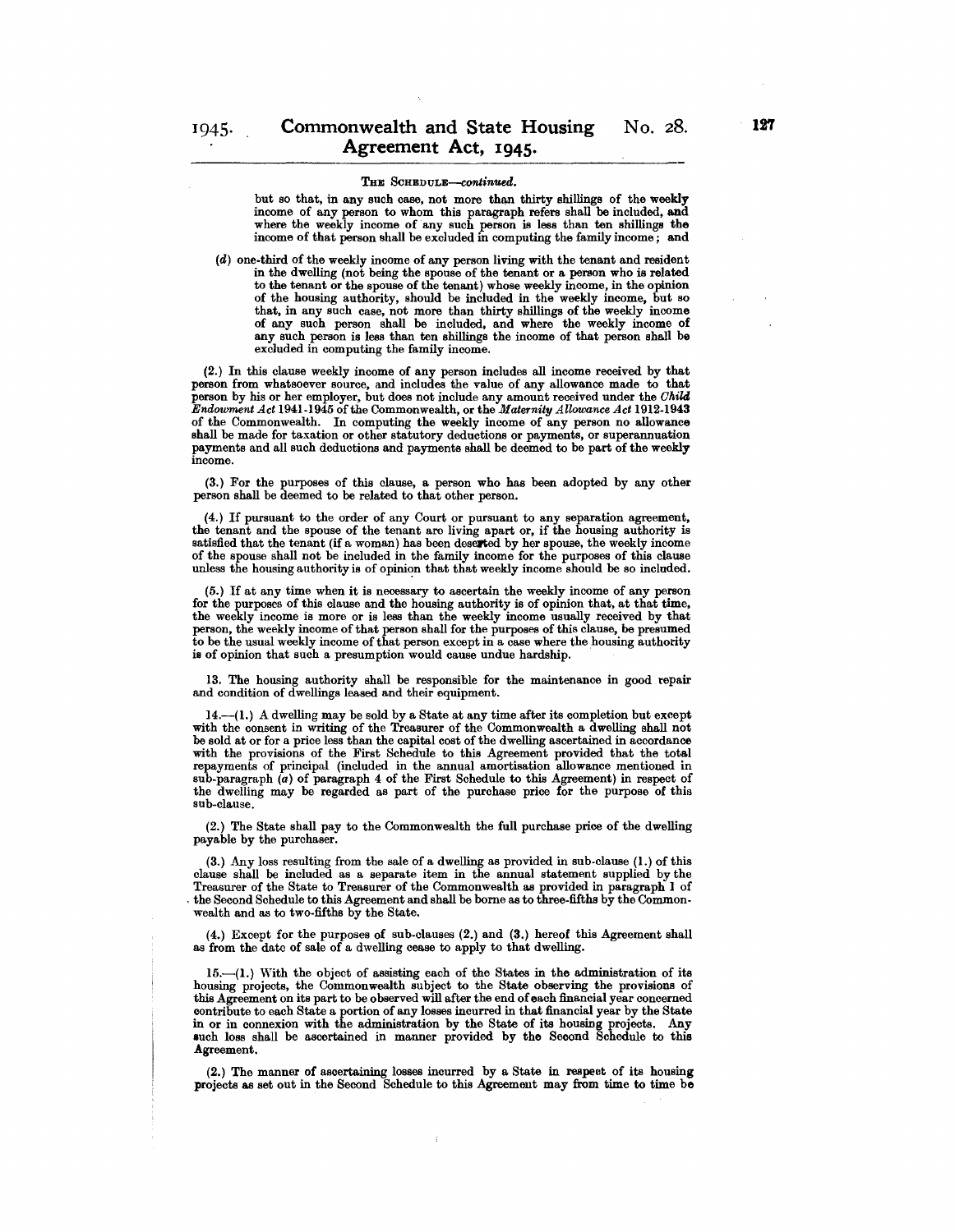THE SCHEDULE—*continued.*

but so that, in any such case, not more than thirty shillings of the weekly income of any person to whom this paragraph refers shall be included, and where the weekly income of any such person is less than ten shillings the income of that person shall be excluded in computing the family income; and

(*d*) one-third of the weekly income of any person living with the tenant and resident in the dwelling (not being the spouse of the tenant or a person who is related to the tenant or the spouse of the tenant) whose weekly income, in the opinion of the housing authority, should be included in the weekly income, but so that, in any such case, not more than thirty shillings of the weekly income of any such person shall be included, and where the weekly income of any such person is less than ten shillings the income of that person shall be excluded in computing the family income.

(2.) In this clause weekly income of any person includes all income received by that person from whatsoever source, and includes the value of any allowance made to that person by his or her employer, but does not include any amount received under the *Child Endowment Act* 1941-1945 of the Commonwealth, or the *Maternity Allowance Act* 1912-1943 of the Commonwealth. In computing the weekly income of any person no allowance shall be made for taxation or other statutory deductions or payments, or superannuation payments and all such deductions and payments shall be deemed to be part of the weekly income.

(3.) For the purposes of this clause, a person who has been adopted by any other person shall be deemed to be related to that other person.

(4.) If pursuant to the order of any Court or pursuant to any separation agreement, the tenant and the spouse of the tenant are living apart or, if the housing authority is satisfied that the tenant (if a woman) has been deserted by her spouse, the weekly income of the spouse shall not be included in the family income for the purposes of this clause unless the housing authority is of opinion that that weekly income should be so included.

(5.) If at any time when it is necessary to ascertain the weekly income of any person for the purposes of this clause and the housing authority is of opinion that, at that time, the weekly income is more or is less than the weekly income usually received by that person, the weekly income of that person shall for the purposes of this clause, be presumed to be the usual weekly income of that person except in a case where the housing authority is of opinion that such a presumption would cause undue hardship.

13. The housing authority shall be responsible for the maintenance in good repair and condition of dwellings leased and their equipment.

14.—(1.) A dwelling may be sold by a State at any time after its completion but except with the consent in writing of the Treasurer of the Commonwealth a dwelling shall not be sold at or for a price less than the capital cost of the dwelling ascertained in accordance with the provisions of the First Schedule to this Agreement provided that the total repayments of principal (included in the annual amortisation allowance mentioned in sub-paragraph (*a*) of paragraph 4 of the First Schedule to this Agreement) in respect of the dwelling may be regarded as part of the purchase price for the purpose of this sub-clause.

(2.) The State shall pay to the Commonwealth the full purchase price of the dwelling payable by the purchaser.

(3.) Any loss resulting from the sale of a dwelling as provided in sub-clause (1.) of this clause shall be included as a separate item in the annual statement supplied by the Treasurer of the State to Treasurer of the Commonwealth as provided in paragraph 1 of the Second Schedule to this Agreement and shall be borne as to three-fifths by the Commonwealth and as to two-fifths by the State.

(4.) Except for the purposes of sub-clauses (2.) and (3.) hereof this Agreement shall as from the date of sale of a dwelling cease to apply to that dwelling.

15.—(1.) With the object of assisting each of the States in the administration of its housing projects, the Commonwealth subject to the State observing the provisions of this Agreement on its part to be observed will after the end of each financial year concerned contribute to each State a portion of any losses incurred in that financial year by the State in or in connexion with the administration by the State of its housing projects. Any such loss shall be ascertained in manner provided by the Second Schedule to this Agreement.

(2.) The manner of ascertaining losses incurred by a State in respect of its housing projects as set out in the Second Schedule to this Agreement may from time to time be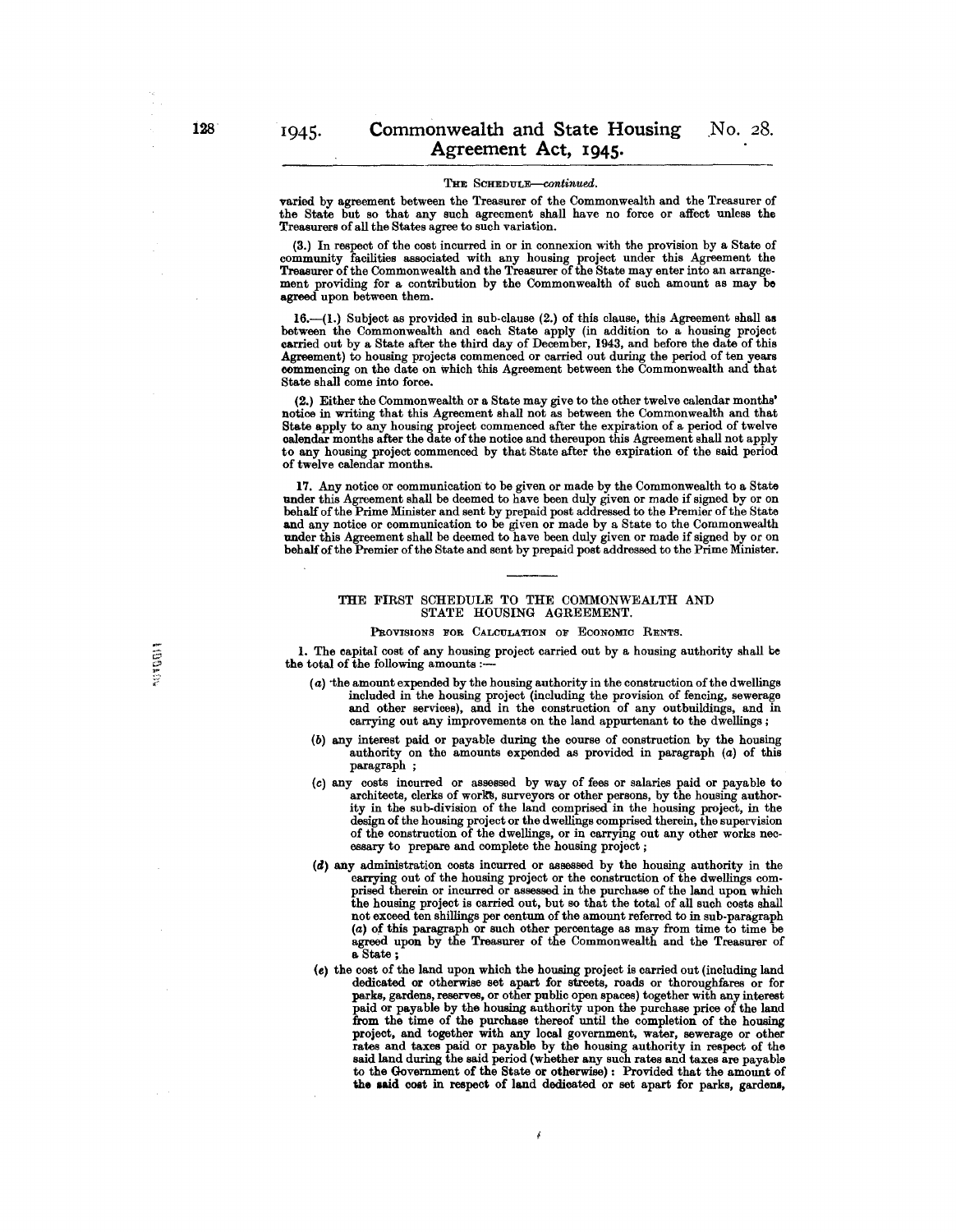THE SCHEDULE—*continued.*

varied by agreement between the Treasurer of the Commonwealth and the Treasurer of the State but so that any such agreement shall have no force or affect unless the Treasurers of all the States agree to such variation.

(3.) In respect of the cost incurred in or in connexion with the provision by a State of community facilities associated with any housing project under this Agreement the Treasurer of the Commonwealth and the Treasurer of the State may enter into an arrangement providing for a contribution by the Commonwealth of such amount as may be agreed upon between them.

16.—(1.) Subject as provided in sub-clause (2.) of this clause, this Agreement shall as between the Commonwealth and each State apply (in addition to a housing project carried out by a State after the third day of December, 1943, and before the date of this Agreement) to housing projects commenced or carried out during the period of ten years commencing on the date on which this Agreement between the Commonwealth and that State shall come into force.

(2.) Either the Commonwealth or a State may give to the other twelve calendar months' notice in writing that this Agreement shall not as between the Commonwealth and that State apply to any housing project commenced after the expiration of a period of twelve calendar months after the date of the notice and thereupon this Agreement shall not apply to any housing project commenced by that State after the expiration of the said period of twelve calendar months.

17. Any notice or communication to be given or made by the Commonwealth to a State under this Agreement shall be deemed to have been duly given or made if signed by or on behalf of the Prime Minister and sent by prepaid post addressed to the Premier of the State and any notice or communication to be given or made by a State to the Commonwealth under this Agreement shall be deemed to have been duly given or made if signed by or on behalf of the Premier of the State and sent by prepaid post addressed to the Prime Minister.

---

## THE FIRST SCHEDULE TO THE COMMONWEALTH AND STATE HOUSING AGREEMENT.

### PROVISIONS FOR CALCULATION OF ECONOMIC RENTS.

1. The capital cost of any housing project carried out by a housing authority shall be the total of the following amounts :—

(*a*) the amount expended by the housing authority in the construction of the dwellings included in the housing project (including the provision of fencing, sewerage and other services), and in the construction of any outbuildings, and in carrying out any improvements on the land appurtenant to the dwellings ;

(*b*) any interest paid or payable during the course of construction by the housing authority on the amounts expended as provided in paragraph (*a*) of this paragraph ;

(*c*) any costs incurred or assessed by way of fees or salaries paid or payable to architects, clerks of works, surveyors or other persons, by the housing authority in the sub-division of the land comprised in the housing project, in the design of the housing project or the dwellings comprised therein, the supervision of the construction of the dwellings, or in carrying out any other works necessary to prepare and complete the housing project ;

(*d*) any administration costs incurred or assessed by the housing authority in the carrying out of the housing project or the construction of the dwellings comprised therein or incurred or assessed in the purchase of the land upon which the housing project is carried out, but so that the total of all such costs shall not exceed ten shillings per centum of the amount referred to in sub-paragraph (*a*) of this paragraph or such other percentage as may from time to time be agreed upon by the Treasurer of the Commonwealth and the Treasurer of a State ;

(*e*) the cost of the land upon which the housing project is carried out (including land dedicated or otherwise set apart for streets, roads or thoroughfares or for parks, gardens, reserves, or other public open spaces) together with any interest paid or payable by the housing authority upon the purchase price of the land from the time of the purchase thereof until the completion of the housing project, and together with any local government, water, sewerage or other rates and taxes paid or payable by the housing authority in respect of the said land during the said period (whether any such rates and taxes are payable to the Government of the State or otherwise) : Provided that the amount of the said cost in respect of land dedicated or set apart for parks, gardens,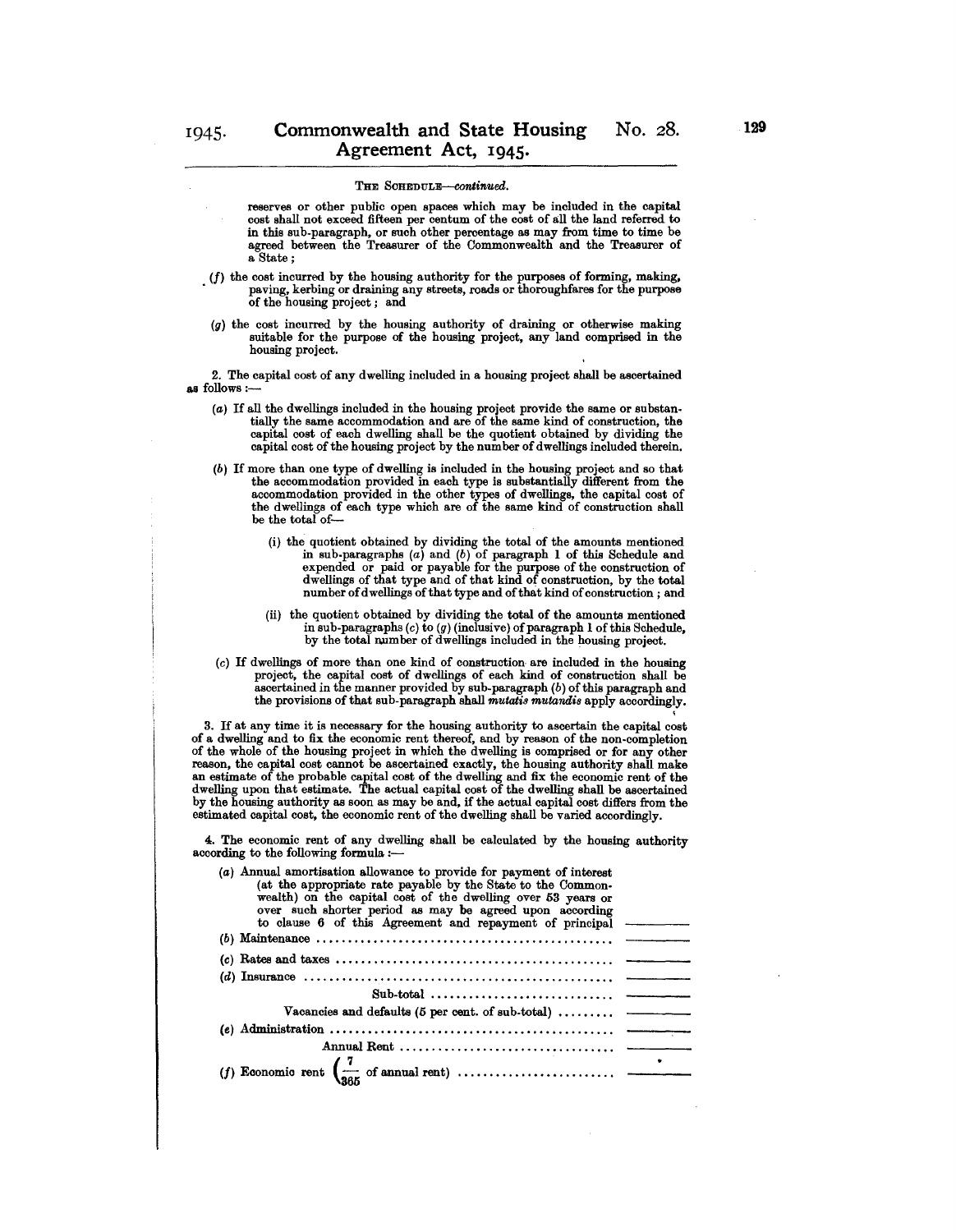THE SCHEDULE—*continued.*

reserves or other public open spaces which may be included in the capital cost shall not exceed fifteen per centum of the cost of all the land referred to in this sub-paragraph, or such other percentage as may from time to time be agreed between the Treasurer of the Commonwealth and the Treasurer of a State;

(*f*) the cost incurred by the housing authority for the purposes of forming, making, paving, kerbing or draining any streets, roads or thoroughfares for the purpose of the housing project; and

(*g*) the cost incurred by the housing authority of draining or otherwise making suitable for the purpose of the housing project, any land comprised in the housing project.

2. The capital cost of any dwelling included in a housing project shall be ascertained as follows:—

(*a*) If all the dwellings included in the housing project provide the same or substantially the same accommodation and are of the same kind of construction, the capital cost of each dwelling shall be the quotient obtained by dividing the capital cost of the housing project by the number of dwellings included therein.

(*b*) If more than one type of dwelling is included in the housing project and so that the accommodation provided in each type is substantially different from the accommodation provided in the other types of dwellings, the capital cost of the dwellings of each type which are of the same kind of construction shall be the total of—

(i) the quotient obtained by dividing the total of the amounts mentioned in sub-paragraphs (*a*) and (*b*) of paragraph 1 of this Schedule and expended or paid or payable for the purpose of the construction of dwellings of that type and of that kind of construction, by the total number of dwellings of that type and of that kind of construction; and

(ii) the quotient obtained by dividing the total of the amounts mentioned in sub-paragraphs (*c*) to (*g*) (inclusive) of paragraph 1 of this Schedule, by the total number of dwellings included in the housing project.

(*c*) If dwellings of more than one kind of construction are included in the housing project, the capital cost of dwellings of each kind of construction shall be ascertained in the manner provided by sub-paragraph (*b*) of this paragraph and the provisions of that sub-paragraph shall *mutatis mutandis* apply accordingly.

3. If at any time it is necessary for the housing authority to ascertain the capital cost of a dwelling and to fix the economic rent thereof, and by reason of the non-completion of the whole of the housing project in which the dwelling is comprised or for any other reason, the capital cost cannot be ascertained exactly, the housing authority shall make an estimate of the probable capital cost of the dwelling and fix the economic rent of the dwelling upon that estimate. The actual capital cost of the dwelling shall be ascertained by the housing authority as soon as may be and, if the actual capital cost differs from the estimated capital cost, the economic rent of the dwelling shall be varied accordingly.

4. The economic rent of any dwelling shall be calculated by the housing authority according to the following formula:—

| | |
|---|---|
| (*a*) Annual amortisation allowance to provide for payment of interest (at the appropriate rate payable by the State to the Commonwealth) on the capital cost of the dwelling over 53 years or over such shorter period as may be agreed upon according to clause 6 of this Agreement and repayment of principal | ——— |
| (*b*) Maintenance | ——— |
| (*c*) Rates and taxes | ——— |
| (*d*) Insurance | ——— |
| Sub-total | ——— |
| Vacancies and defaults (5 per cent. of sub-total) | ——— |
| (*e*) Administration | ——— |
| Annual Rent | ——— |
| (*f*) Economic rent $\left(\frac{7}{365}\right.$ of annual rent$\left.\right)$ | ——— |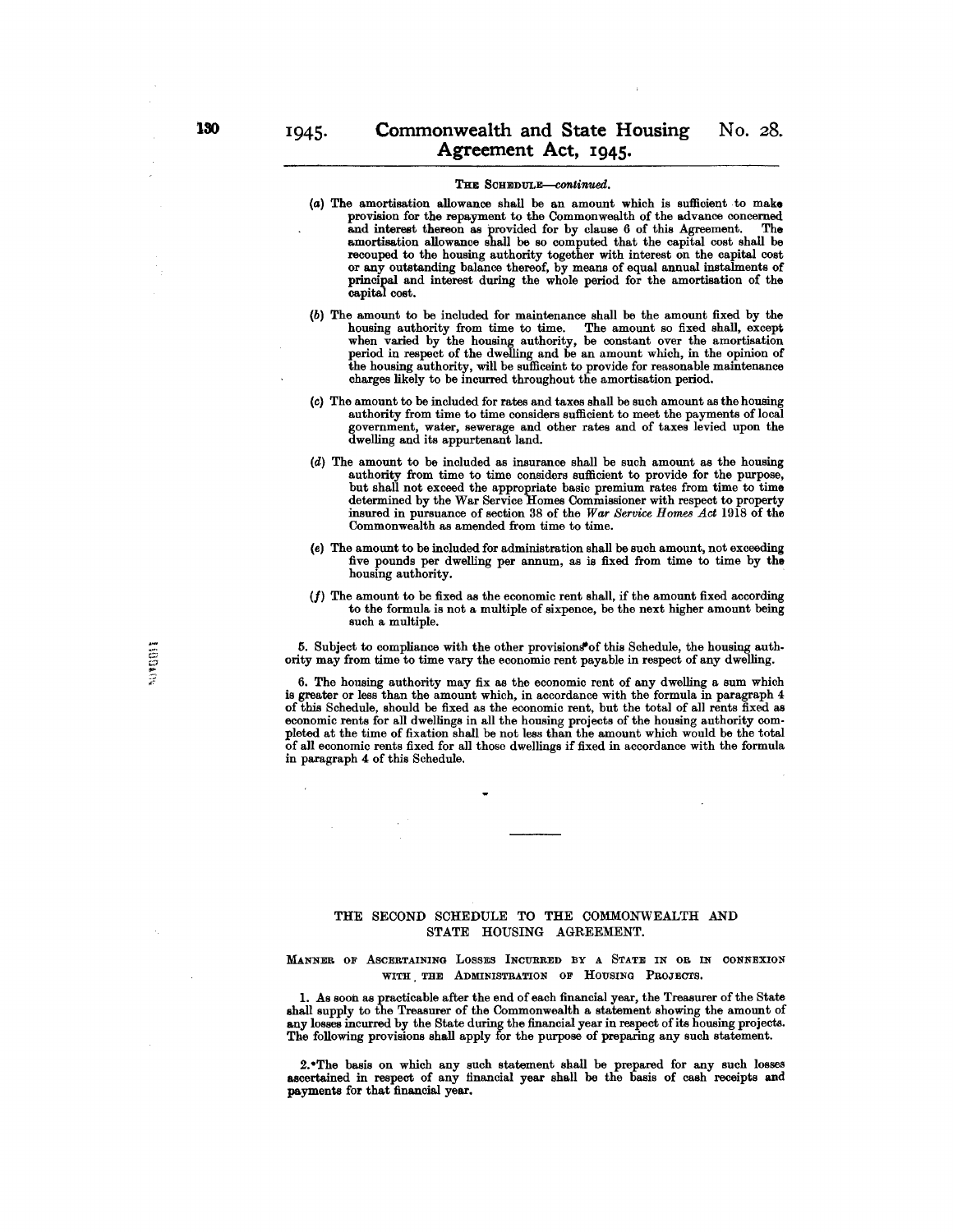THE SCHEDULE—*continued.*

(*a*) The amortisation allowance shall be an amount which is sufficient to make provision for the repayment to the Commonwealth of the advance concerned and interest thereon as provided for by clause 6 of this Agreement. The amortisation allowance shall be so computed that the capital cost shall be recouped to the housing authority together with interest on the capital cost or any outstanding balance thereof, by means of equal annual instalments of principal and interest during the whole period for the amortisation of the capital cost.

(*b*) The amount to be included for maintenance shall be the amount fixed by the housing authority from time to time. The amount so fixed shall, except when varied by the housing authority, be constant over the amortisation period in respect of the dwelling and be an amount which, in the opinion of the housing authority, will be sufficeint to provide for reasonable maintenance charges likely to be incurred throughout the amortisation period.

(*c*) The amount to be included for rates and taxes shall be such amount as the housing authority from time to time considers sufficient to meet the payments of local government, water, sewerage and other rates and of taxes levied upon the dwelling and its appurtenant land.

(*d*) The amount to be included as insurance shall be such amount as the housing authority from time to time considers sufficient to provide for the purpose, but shall not exceed the appropriate basic premium rates from time to time determined by the War Service Homes Commissioner with respect to property insured in pursuance of section 38 of the *War Service Homes Act* 1918 of the Commonwealth as amended from time to time.

(*e*) The amount to be included for administration shall be such amount, not exceeding five pounds per dwelling per annum, as is fixed from time to time by the housing authority.

(*f*) The amount to be fixed as the economic rent shall, if the amount fixed according to the formula is not a multiple of sixpence, be the next higher amount being such a multiple.

5. Subject to compliance with the other provisions of this Schedule, the housing authority may from time to time vary the economic rent payable in respect of any dwelling.

6. The housing authority may fix as the economic rent of any dwelling a sum which is greater or less than the amount which, in accordance with the formula in paragraph 4 of this Schedule, should be fixed as the economic rent, but the total of all rents fixed as economic rents for all dwellings in all the housing projects of the housing authority completed at the time of fixation shall be not less than the amount which would be the total of all economic rents fixed for all those dwellings if fixed in accordance with the formula in paragraph 4 of this Schedule.

---

## THE SECOND SCHEDULE TO THE COMMONWEALTH AND STATE HOUSING AGREEMENT.

### MANNER OF ASCERTAINING LOSSES INCURRED BY A STATE IN OR IN CONNEXION WITH THE ADMINISTRATION OF HOUSING PROJECTS.

1. As soon as practicable after the end of each financial year, the Treasurer of the State shall supply to the Treasurer of the Commonwealth a statement showing the amount of any losses incurred by the State during the financial year in respect of its housing projects. The following provisions shall apply for the purpose of preparing any such statement.

2. The basis on which any such statement shall be prepared for any such losses ascertained in respect of any financial year shall be the basis of cash receipts and payments for that financial year.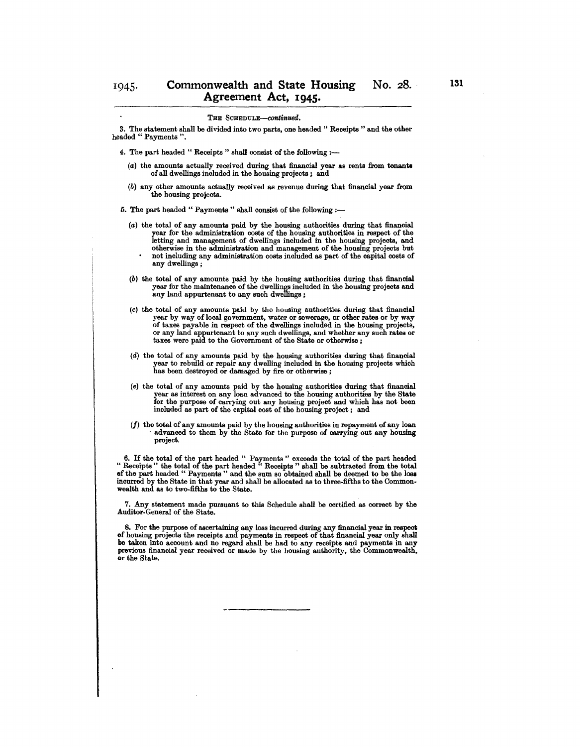THE SCHEDULE—*continued.*

3. The statement shall be divided into two parts, one headed " Receipts " and the other headed " Payments ".

4. The part headed " Receipts " shall consist of the following :—

(*a*) the amounts actually received during that financial year as rents from tenants of all dwellings included in the housing projects ; and

(*b*) any other amounts actually received as revenue during that financial year from the housing projects.

5. The part headed " Payments " shall consist of the following :—

(*a*) the total of any amounts paid by the housing authorities during that financial year for the administration costs of the housing authorities in respect of the letting and management of dwellings included in the housing projects, and otherwise in the administration and management of the housing projects but not including any administration costs included as part of the capital costs of any dwellings ;

(*b*) the total of any amounts paid by the housing authorities during that financial year for the maintenance of the dwellings included in the housing projects and any land appurtenant to any such dwellings ;

(*c*) the total of any amounts paid by the housing authorities during that financial year by way of local government, water or sewerage, or other rates or by way of taxes payable in respect of the dwellings included in the housing projects, or any land appurtenant to any such dwellings, and whether any such rates or taxes were paid to the Government of the State or otherwise ;

(*d*) the total of any amounts paid by the housing authorities during that financial year to rebuild or repair any dwelling included in the housing projects which has been destroyed or damaged by fire or otherwise ;

(*e*) the total of any amounts paid by the housing authorities during that financial year as interest on any loan advanced to the housing authorities by the State for the purpose of carrying out any housing project and which has not been included as part of the capital cost of the housing project ; and

(*f*) the total of any amounts paid by the housing authorities in repayment of any loan advanced to them by the State for the purpose of carrying out any housing project.

6. If the total of the part headed " Payments " exceeds the total of the part headed " Receipts " the total of the part headed " Receipts " shall be subtracted from the total of the part headed " Payments " and the sum so obtained shall be deemed to be the loss incurred by the State in that year and shall be allocated as to three-fifths to the Commonwealth and as to two-fifths to the State.

7. Any statement made pursuant to this Schedule shall be certified as correct by the Auditor-General of the State.

8. For the purpose of ascertaining any loss incurred during any financial year in respect of housing projects the receipts and payments in respect of that financial year only shall be taken into account and no regard shall be had to any receipts and payments in any previous financial year received or made by the housing authority, the Commonwealth, or the State.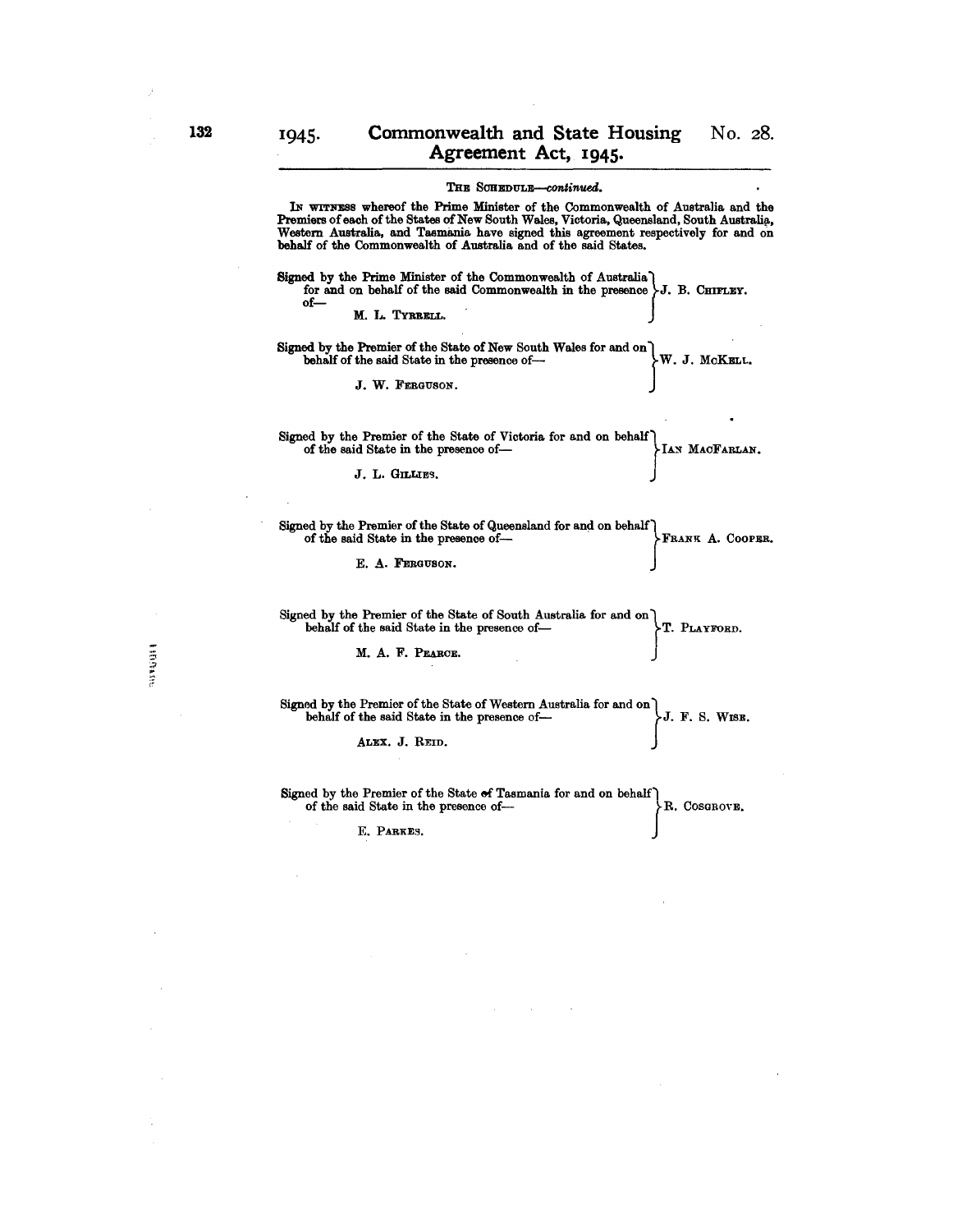THE SCHEDULE—*continued*.

IN WITNESS whereof the Prime Minister of the Commonwealth of Australia and the Premiers of each of the States of New South Wales, Victoria, Queensland, South Australia, Western Australia, and Tasmania have signed this agreement respectively for and on behalf of the Commonwealth of Australia and of the said States.

Signed by the Prime Minister of the Commonwealth of Australia for and on behalf of the said Commonwealth in the presence of— } J. B. CHIFLEY.

M. L. TYRRELL.

Signed by the Premier of the State of New South Wales for and on behalf of the said State in the presence of— } W. J. MCKELL.

J. W. FERGUSON.

Signed by the Premier of the State of Victoria for and on behalf of the said State in the presence of— } IAN MACFARLAN.

J. L. GILLIES.

Signed by the Premier of the State of Queensland for and on behalf of the said State in the presence of— } FRANK A. COOPER.

E. A. FERGUSON.

Signed by the Premier of the State of South Australia for and on behalf of the said State in the presence of— } T. PLAYFORD.

M. A. F. PEARCE.

Signed by the Premier of the State of Western Australia for and on behalf of the said State in the presence of— } J. F. S. WISE.

ALEX. J. REID.

Signed by the Premier of the State of Tasmania for and on behalf of the said State in the presence of— } R. COSGROVE.

E. PARKES.